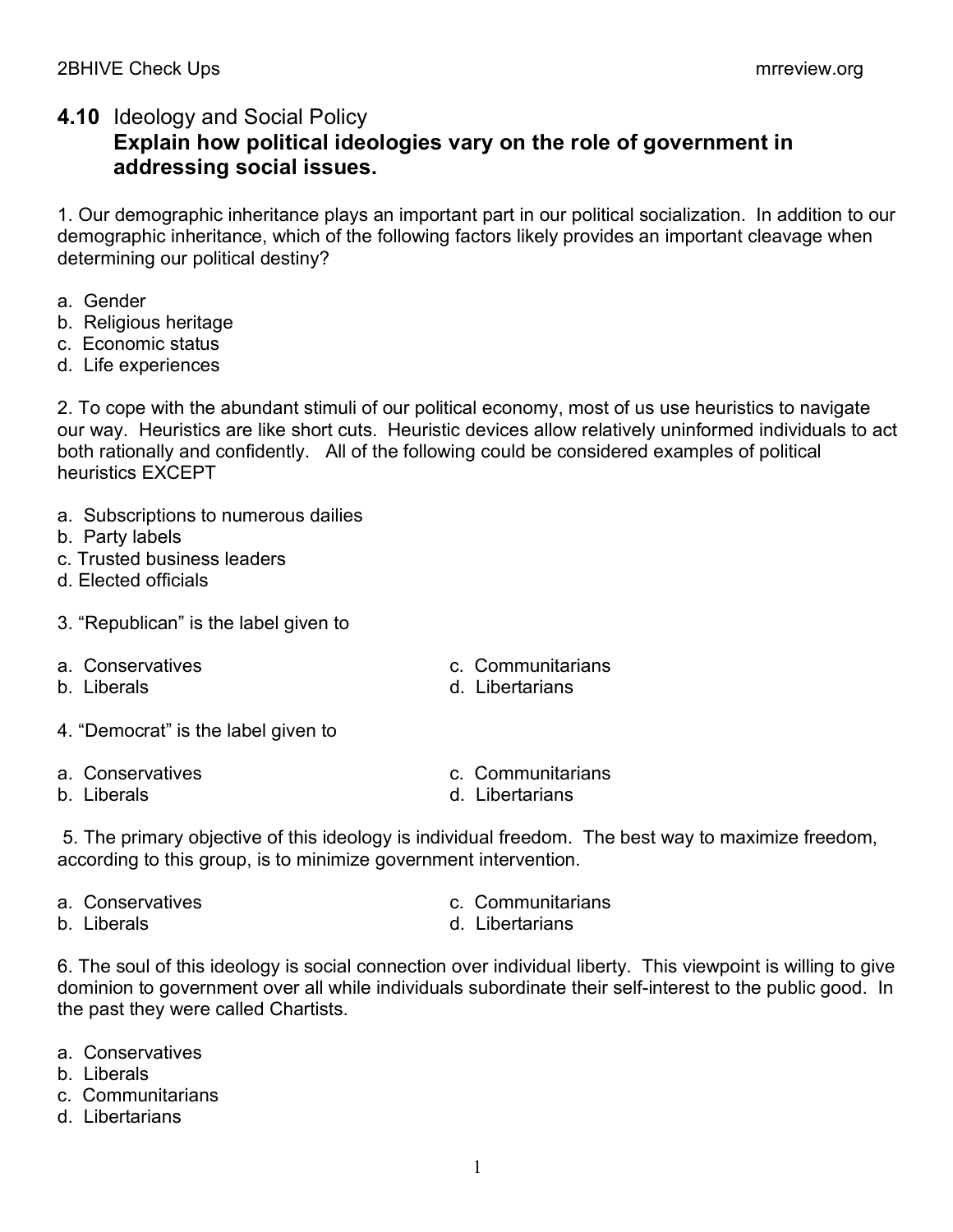# 4.10 Ideology and Social Policy

## Explain how political ideologies vary on the role of government in addressing social issues.

1. Our demographic inheritance plays an important part in our political socialization. In addition to our demographic inheritance, which of the following factors likely provides an important cleavage when determining our political destiny?

a. Gender
b. Religious heritage
c. Economic status
d. Life experiences

2. To cope with the abundant stimuli of our political economy, most of us use heuristics to navigate our way. Heuristics are like short cuts. Heuristic devices allow relatively uninformed individuals to act both rationally and confidently. All of the following could be considered examples of political heuristics EXCEPT

a. Subscriptions to numerous dailies
b. Party labels
c. Trusted business leaders
d. Elected officials

3. "Republican" is the label given to

a. Conservatives
b. Liberals
c. Communitarians
d. Libertarians

4. "Democrat" is the label given to

a. Conservatives
b. Liberals
c. Communitarians
d. Libertarians

5. The primary objective of this ideology is individual freedom. The best way to maximize freedom, according to this group, is to minimize government intervention.

a. Conservatives
b. Liberals
c. Communitarians
d. Libertarians

6. The soul of this ideology is social connection over individual liberty. This viewpoint is willing to give dominion to government over all while individuals subordinate their self-interest to the public good. In the past they were called Chartists.

a. Conservatives
b. Liberals
c. Communitarians
d. Libertarians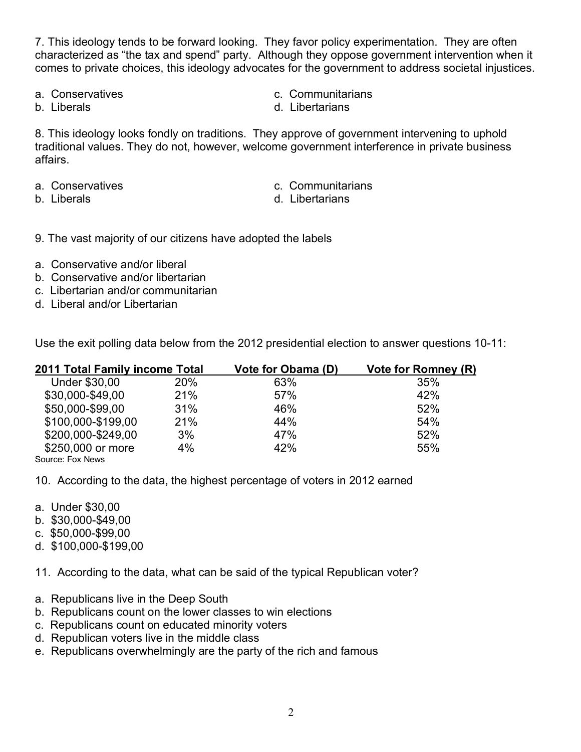7. This ideology tends to be forward looking. They favor policy experimentation. They are often characterized as "the tax and spend" party. Although they oppose government intervention when it comes to private choices, this ideology advocates for the government to address societal injustices.

a. Conservatives
b. Liberals
c. Communitarians
d. Libertarians

8. This ideology looks fondly on traditions. They approve of government intervening to uphold traditional values. They do not, however, welcome government interference in private business affairs.

a. Conservatives
b. Liberals
c. Communitarians
d. Libertarians

9. The vast majority of our citizens have adopted the labels

a. Conservative and/or liberal
b. Conservative and/or libertarian
c. Libertarian and/or communitarian
d. Liberal and/or Libertarian

Use the exit polling data below from the 2012 presidential election to answer questions 10-11:

| 2011 Total Family income | Total | Vote for Obama (D) | Vote for Romney (R) |
|---|---|---|---|
| Under $30,00 | 20% | 63% | 35% |
| $30,000-$49,00 | 21% | 57% | 42% |
| $50,000-$99,00 | 31% | 46% | 52% |
| $100,000-$199,00 | 21% | 44% | 54% |
| $200,000-$249,00 | 3% | 47% | 52% |
| $250,000 or more | 4% | 42% | 55% |

Source: Fox News

10. According to the data, the highest percentage of voters in 2012 earned

a. Under $30,00
b. $30,000-$49,00
c. $50,000-$99,00
d. $100,000-$199,00

11. According to the data, what can be said of the typical Republican voter?

a. Republicans live in the Deep South
b. Republicans count on the lower classes to win elections
c. Republicans count on educated minority voters
d. Republican voters live in the middle class
e. Republicans overwhelmingly are the party of the rich and famous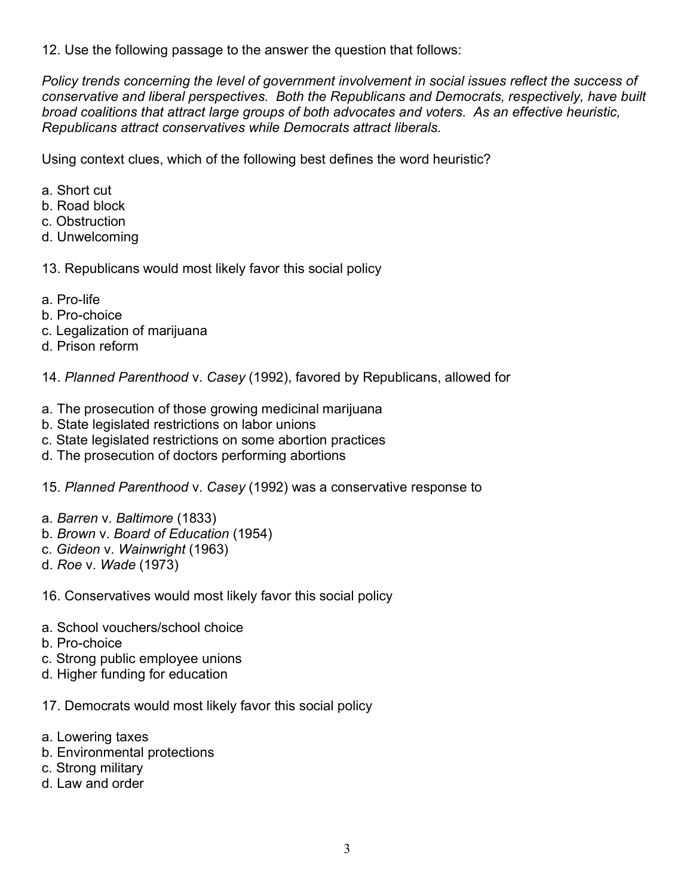12. Use the following passage to the answer the question that follows:

*Policy trends concerning the level of government involvement in social issues reflect the success of conservative and liberal perspectives. Both the Republicans and Democrats, respectively, have built broad coalitions that attract large groups of both advocates and voters. As an effective heuristic, Republicans attract conservatives while Democrats attract liberals.*

Using context clues, which of the following best defines the word heuristic?

a. Short cut
b. Road block
c. Obstruction
d. Unwelcoming

13. Republicans would most likely favor this social policy

a. Pro-life
b. Pro-choice
c. Legalization of marijuana
d. Prison reform

14. *Planned Parenthood* v. *Casey* (1992), favored by Republicans, allowed for

a. The prosecution of those growing medicinal marijuana
b. State legislated restrictions on labor unions
c. State legislated restrictions on some abortion practices
d. The prosecution of doctors performing abortions

15. *Planned Parenthood* v. *Casey* (1992) was a conservative response to

a. *Barren* v. *Baltimore* (1833)
b. *Brown* v. *Board of Education* (1954)
c. *Gideon* v. *Wainwright* (1963)
d. *Roe* v. *Wade* (1973)

16. Conservatives would most likely favor this social policy

a. School vouchers/school choice
b. Pro-choice
c. Strong public employee unions
d. Higher funding for education

17. Democrats would most likely favor this social policy

a. Lowering taxes
b. Environmental protections
c. Strong military
d. Law and order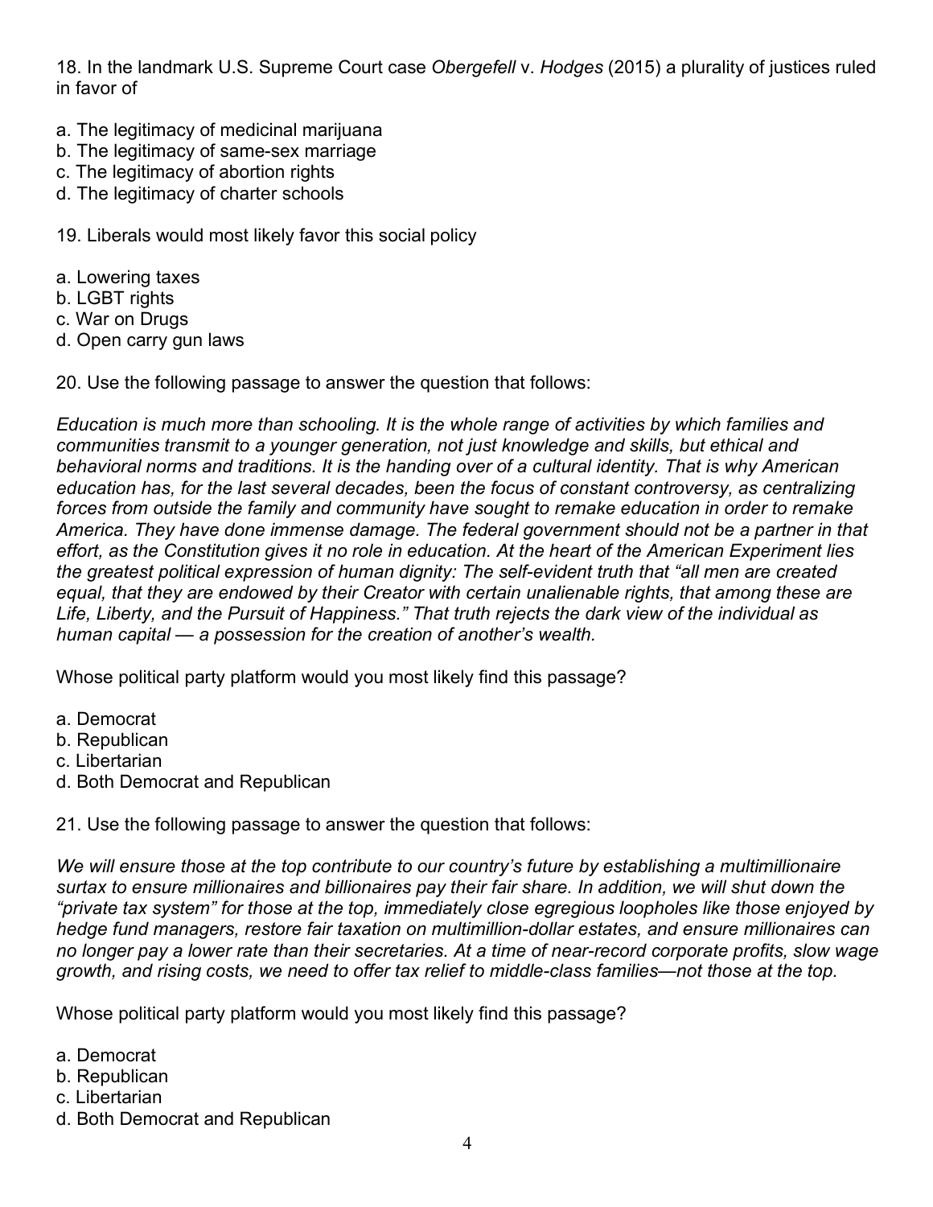18. In the landmark U.S. Supreme Court case *Obergefell* v. *Hodges* (2015) a plurality of justices ruled in favor of

a. The legitimacy of medicinal marijuana
b. The legitimacy of same-sex marriage
c. The legitimacy of abortion rights
d. The legitimacy of charter schools

19. Liberals would most likely favor this social policy

a. Lowering taxes
b. LGBT rights
c. War on Drugs
d. Open carry gun laws

20. Use the following passage to answer the question that follows:

*Education is much more than schooling. It is the whole range of activities by which families and communities transmit to a younger generation, not just knowledge and skills, but ethical and behavioral norms and traditions. It is the handing over of a cultural identity. That is why American education has, for the last several decades, been the focus of constant controversy, as centralizing forces from outside the family and community have sought to remake education in order to remake America. They have done immense damage. The federal government should not be a partner in that effort, as the Constitution gives it no role in education. At the heart of the American Experiment lies the greatest political expression of human dignity: The self-evident truth that "all men are created equal, that they are endowed by their Creator with certain unalienable rights, that among these are Life, Liberty, and the Pursuit of Happiness." That truth rejects the dark view of the individual as human capital — a possession for the creation of another's wealth.*

Whose political party platform would you most likely find this passage?

a. Democrat
b. Republican
c. Libertarian
d. Both Democrat and Republican

21. Use the following passage to answer the question that follows:

*We will ensure those at the top contribute to our country's future by establishing a multimillionaire surtax to ensure millionaires and billionaires pay their fair share. In addition, we will shut down the "private tax system" for those at the top, immediately close egregious loopholes like those enjoyed by hedge fund managers, restore fair taxation on multimillion-dollar estates, and ensure millionaires can no longer pay a lower rate than their secretaries. At a time of near-record corporate profits, slow wage growth, and rising costs, we need to offer tax relief to middle-class families—not those at the top.*

Whose political party platform would you most likely find this passage?

a. Democrat
b. Republican
c. Libertarian
d. Both Democrat and Republican